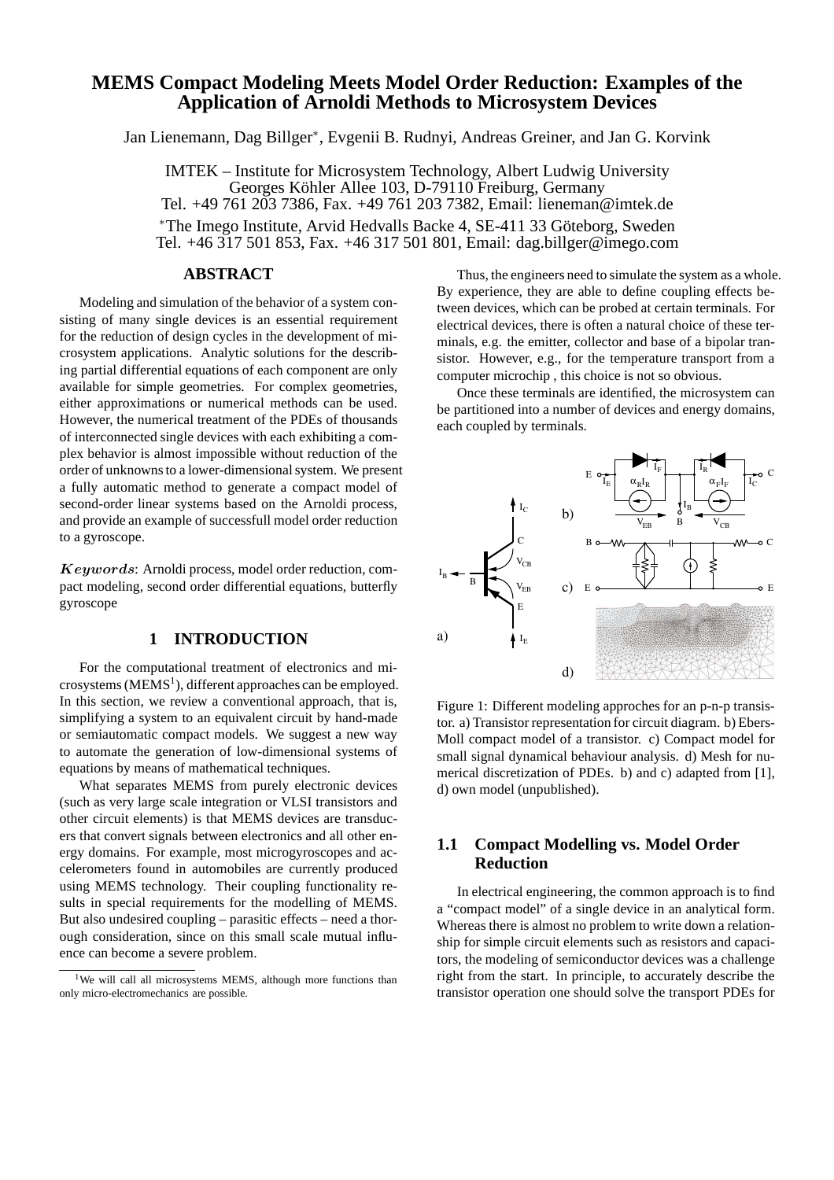# MEMS Compact Modeling Meets Model Order Reduction: Examples of the Application of Arnoldi Methods to Microsystem Devices

Jan Lienemann, Dag Billger*, Evgenii B. Rudnyi, Andreas Greiner, and Jan G. Korvink

IMTEK – Institute for Microsystem Technology, Albert Ludwig University
Georges Köhler Allee 103, D-79110 Freiburg, Germany
Tel. +49 761 203 7386, Fax. +49 761 203 7382, Email: lieneman@imtek.de

*The Imego Institute, Arvid Hedvalls Backe 4, SE-411 33 Göteborg, Sweden
Tel. +46 317 501 853, Fax. +46 317 501 801, Email: dag.billger@imego.com

## ABSTRACT

Modeling and simulation of the behavior of a system consisting of many single devices is an essential requirement for the reduction of design cycles in the development of microsystem applications. Analytic solutions for the describing partial differential equations of each component are only available for simple geometries. For complex geometries, either approximations or numerical methods can be used. However, the numerical treatment of the PDEs of thousands of interconnected single devices with each exhibiting a complex behavior is almost impossible without reduction of the order of unknowns to a lower-dimensional system. We present a fully automatic method to generate a compact model of second-order linear systems based on the Arnoldi process, and provide an example of successfull model order reduction to a gyroscope.

*Keywords*: Arnoldi process, model order reduction, compact modeling, second order differential equations, butterfly gyroscope

## 1 INTRODUCTION

For the computational treatment of electronics and microsystems (MEMS[1]), different approaches can be employed. In this section, we review a conventional approach, that is, simplifying a system to an equivalent circuit by hand-made or semiautomatic compact models. We suggest a new way to automate the generation of low-dimensional systems of equations by means of mathematical techniques.

What separates MEMS from purely electronic devices (such as very large scale integration or VLSI transistors and other circuit elements) is that MEMS devices are transducers that convert signals between electronics and all other energy domains. For example, most microgyroscopes and accelerometers found in automobiles are currently produced using MEMS technology. Their coupling functionality results in special requirements for the modelling of MEMS. But also undesired coupling – parasitic effects – need a thorough consideration, since on this small scale mutual influence can become a severe problem.

[1] We will call all microsystems MEMS, although more functions than only micro-electromechanics are possible.

Thus, the engineers need to simulate the system as a whole. By experience, they are able to define coupling effects between devices, which can be probed at certain terminals. For electrical devices, there is often a natural choice of these terminals, e.g. the emitter, collector and base of a bipolar transistor. However, e.g., for the temperature transport from a computer microchip , this choice is not so obvious.

Once these terminals are identified, the microsystem can be partitioned into a number of devices and energy domains, each coupled by terminals.

Figure 1: Different modeling approches for an p-n-p transistor. a) Transistor representation for circuit diagram. b) Ebers-Moll compact model of a transistor. c) Compact model for small signal dynamical behaviour analysis. d) Mesh for numerical discretization of PDEs. b) and c) adapted from [1], d) own model (unpublished).

### 1.1 Compact Modelling vs. Model Order Reduction

In electrical engineering, the common approach is to find a "compact model" of a single device in an analytical form. Whereas there is almost no problem to write down a relationship for simple circuit elements such as resistors and capacitors, the modeling of semiconductor devices was a challenge right from the start. In principle, to accurately describe the transistor operation one should solve the transport PDEs for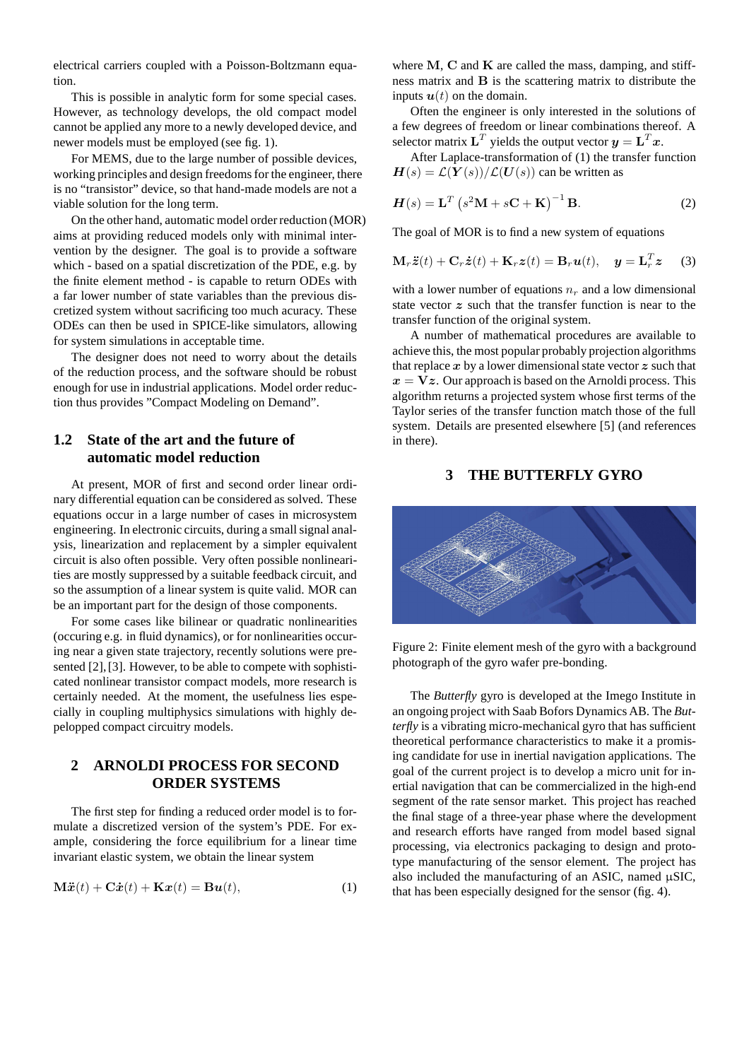electrical carriers coupled with a Poisson-Boltzmann equation.

This is possible in analytic form for some special cases. However, as technology develops, the old compact model cannot be applied any more to a newly developed device, and newer models must be employed (see fig. 1).

For MEMS, due to the large number of possible devices, working principles and design freedoms for the engineer, there is no "transistor" device, so that hand-made models are not a viable solution for the long term.

On the other hand, automatic model order reduction (MOR) aims at providing reduced models only with minimal intervention by the designer. The goal is to provide a software which - based on a spatial discretization of the PDE, e.g. by the finite element method - is capable to return ODEs with a far lower number of state variables than the previous discretized system without sacrificing too much acuracy. These ODEs can then be used in SPICE-like simulators, allowing for system simulations in acceptable time.

The designer does not need to worry about the details of the reduction process, and the software should be robust enough for use in industrial applications. Model order reduction thus provides "Compact Modeling on Demand".

### 1.2 State of the art and the future of automatic model reduction

At present, MOR of first and second order linear ordinary differential equation can be considered as solved. These equations occur in a large number of cases in microsystem engineering. In electronic circuits, during a small signal analysis, linearization and replacement by a simpler equivalent circuit is also often possible. Very often possible nonlinearities are mostly suppressed by a suitable feedback circuit, and so the assumption of a linear system is quite valid. MOR can be an important part for the design of those components.

For some cases like bilinear or quadratic nonlinearities (occuring e.g. in fluid dynamics), or for nonlinearities occurring near a given state trajectory, recently solutions were presented [2],[3]. However, to be able to compete with sophisticated nonlinear transistor compact models, more research is certainly needed. At the moment, the usefulness lies especially in coupling multiphysics simulations with highly depelopped compact circuitry models.

## 2 ARNOLDI PROCESS FOR SECOND ORDER SYSTEMS

The first step for finding a reduced order model is to formulate a discretized version of the system's PDE. For example, considering the force equilibrium for a linear time invariant elastic system, we obtain the linear system

$$\mathbf{M}\ddot{\boldsymbol{x}}(t) + \mathbf{C}\dot{\boldsymbol{x}}(t) + \mathbf{K}\boldsymbol{x}(t) = \mathbf{B}\boldsymbol{u}(t), \qquad (1)$$

where $\mathbf{M}$, $\mathbf{C}$ and $\mathbf{K}$ are called the mass, damping, and stiffness matrix and $\mathbf{B}$ is the scattering matrix to distribute the inputs $\boldsymbol{u}(t)$ on the domain.

Often the engineer is only interested in the solutions of a few degrees of freedom or linear combinations thereof. A selector matrix $\mathbf{L}^T$ yields the output vector $\boldsymbol{y} = \mathbf{L}^T\boldsymbol{x}$.

After Laplace-transformation of (1) the transfer function $\boldsymbol{H}(s) = \mathcal{L}(\boldsymbol{Y}(s))/\mathcal{L}(\boldsymbol{U}(s))$ can be written as

$$\boldsymbol{H}(s) = \mathbf{L}^T\left(s^2\mathbf{M} + s\mathbf{C} + \mathbf{K}\right)^{-1}\mathbf{B}. \qquad (2)$$

The goal of MOR is to find a new system of equations

$$\mathbf{M}_r\ddot{\boldsymbol{z}}(t) + \mathbf{C}_r\dot{\boldsymbol{z}}(t) + \mathbf{K}_r\boldsymbol{z}(t) = \mathbf{B}_r\boldsymbol{u}(t), \quad \boldsymbol{y} = \mathbf{L}_r^T\boldsymbol{z} \qquad (3)$$

with a lower number of equations $n_r$ and a low dimensional state vector $\boldsymbol{z}$ such that the transfer function is near to the transfer function of the original system.

A number of mathematical procedures are available to achieve this, the most popular probably projection algorithms that replace $\boldsymbol{x}$ by a lower dimensional state vector $\boldsymbol{z}$ such that $\boldsymbol{x} = \mathbf{V}\boldsymbol{z}$. Our approach is based on the Arnoldi process. This algorithm returns a projected system whose first terms of the Taylor series of the transfer function match those of the full system. Details are presented elsewhere [5] (and references in there).

## 3 THE BUTTERFLY GYRO

Figure 2: Finite element mesh of the gyro with a background photograph of the gyro wafer pre-bonding.

The *Butterfly* gyro is developed at the Imego Institute in an ongoing project with Saab Bofors Dynamics AB. The *Butterfly* is a vibrating micro-mechanical gyro that has sufficient theoretical performance characteristics to make it a promising candidate for use in inertial navigation applications. The goal of the current project is to develop a micro unit for inertial navigation that can be commercialized in the high-end segment of the rate sensor market. This project has reached the final stage of a three-year phase where the development and research efforts have ranged from model based signal processing, via electronics packaging to design and prototype manufacturing of the sensor element. The project has also included the manufacturing of an ASIC, named µSIC, that has been especially designed for the sensor (fig. 4).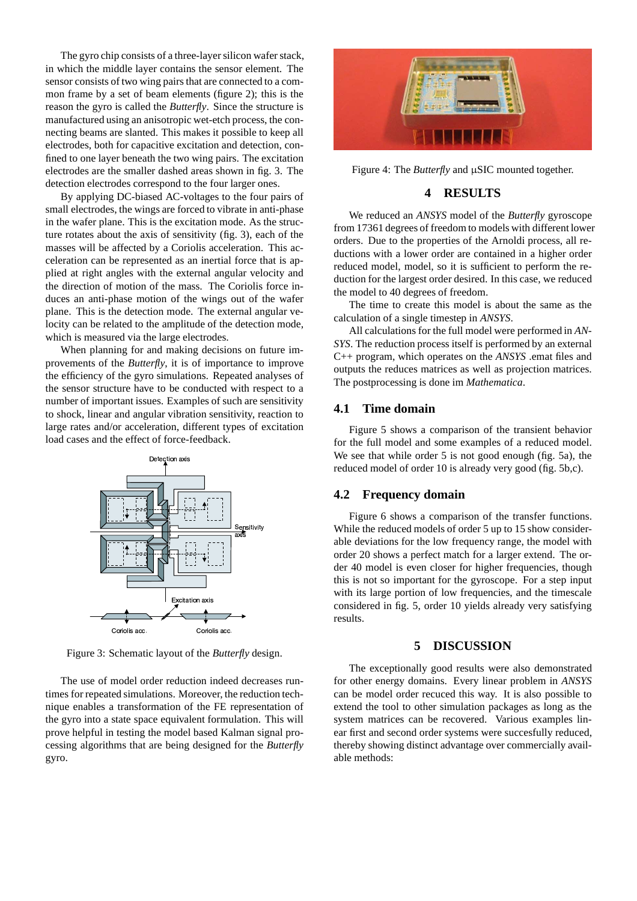The gyro chip consists of a three-layer silicon wafer stack, in which the middle layer contains the sensor element. The sensor consists of two wing pairs that are connected to a common frame by a set of beam elements (figure 2); this is the reason the gyro is called the *Butterfly*. Since the structure is manufactured using an anisotropic wet-etch process, the connecting beams are slanted. This makes it possible to keep all electrodes, both for capacitive excitation and detection, confined to one layer beneath the two wing pairs. The excitation electrodes are the smaller dashed areas shown in fig. 3. The detection electrodes correspond to the four larger ones.

By applying DC-biased AC-voltages to the four pairs of small electrodes, the wings are forced to vibrate in anti-phase in the wafer plane. This is the excitation mode. As the structure rotates about the axis of sensitivity (fig. 3), each of the masses will be affected by a Coriolis acceleration. This acceleration can be represented as an inertial force that is applied at right angles with the external angular velocity and the direction of motion of the mass. The Coriolis force induces an anti-phase motion of the wings out of the wafer plane. This is the detection mode. The external angular velocity can be related to the amplitude of the detection mode, which is measured via the large electrodes.

When planning for and making decisions on future improvements of the *Butterfly*, it is of importance to improve the efficiency of the gyro simulations. Repeated analyses of the sensor structure have to be conducted with respect to a number of important issues. Examples of such are sensitivity to shock, linear and angular vibration sensitivity, reaction to large rates and/or acceleration, different types of excitation load cases and the effect of force-feedback.

Figure 3: Schematic layout of the *Butterfly* design.

The use of model order reduction indeed decreases runtimes for repeated simulations. Moreover, the reduction technique enables a transformation of the FE representation of the gyro into a state space equivalent formulation. This will prove helpful in testing the model based Kalman signal processing algorithms that are being designed for the *Butterfly* gyro.

Figure 4: The *Butterfly* and µSIC mounted together.

## 4 RESULTS

We reduced an *ANSYS* model of the *Butterfly* gyroscope from 17361 degrees of freedom to models with different lower orders. Due to the properties of the Arnoldi process, all reductions with a lower order are contained in a higher order reduced model, model, so it is sufficient to perform the reduction for the largest order desired. In this case, we reduced the model to 40 degrees of freedom.

The time to create this model is about the same as the calculation of a single timestep in *ANSYS*.

All calculations for the full model were performed in *ANSYS*. The reduction process itself is performed by an external C++ program, which operates on the *ANSYS* .emat files and outputs the reduces matrices as well as projection matrices. The postprocessing is done im *Mathematica*.

### 4.1 Time domain

Figure 5 shows a comparison of the transient behavior for the full model and some examples of a reduced model. We see that while order 5 is not good enough (fig. 5a), the reduced model of order 10 is already very good (fig. 5b,c).

### 4.2 Frequency domain

Figure 6 shows a comparison of the transfer functions. While the reduced models of order 5 up to 15 show considerable deviations for the low frequency range, the model with order 20 shows a perfect match for a larger extend. The order 40 model is even closer for higher frequencies, though this is not so important for the gyroscope. For a step input with its large portion of low frequencies, and the timescale considered in fig. 5, order 10 yields already very satisfying results.

## 5 DISCUSSION

The exceptionally good results were also demonstrated for other energy domains. Every linear problem in *ANSYS* can be model order recuced this way. It is also possible to extend the tool to other simulation packages as long as the system matrices can be recovered. Various examples linear first and second order systems were succesfully reduced, thereby showing distinct advantage over commercially available methods: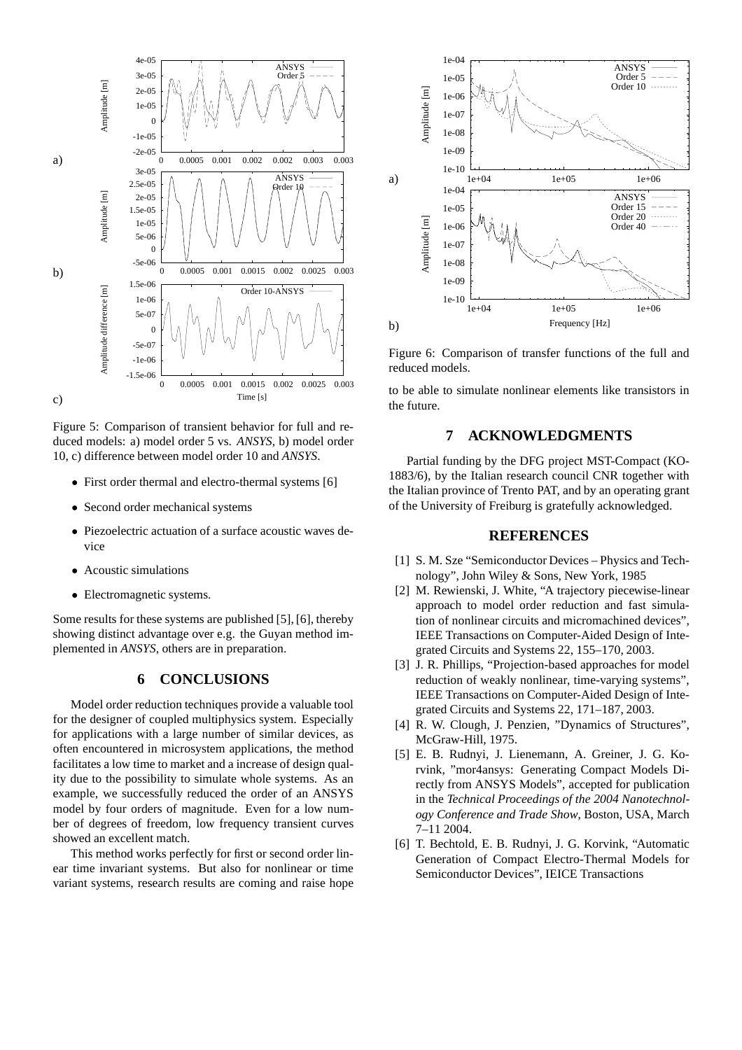a)

ANSYS
Order 5

Amplitude [m]

4e-05
3e-05
2e-05
1e-05
0
-1e-05
-2e-05

0 0.0005 0.001 0.002 0.002 0.003 0.003

b)

ANSYS
Order 10

Amplitude [m]

3e-05
2.5e-05
2e-05
1.5e-05
1e-05
5e-06
0
-5e-06

0 0.0005 0.001 0.0015 0.002 0.0025 0.003

c)

Order 10-ANSYS

Amplitude difference [m]

1.5e-06
1e-06
5e-07
0
-5e-07
-1e-06
-1.5e-06

0 0.0005 0.001 0.0015 0.002 0.0025 0.003

Time [s]

Figure 5: Comparison of transient behavior for full and reduced models: a) model order 5 vs. *ANSYS*, b) model order 10, c) difference between model order 10 and *ANSYS*.

- First order thermal and electro-thermal systems [6]
- Second order mechanical systems
- Piezoelectric actuation of a surface acoustic waves device
- Acoustic simulations
- Electromagnetic systems.

Some results for these systems are published [5], [6], thereby showing distinct advantage over e.g. the Guyan method implemented in *ANSYS*, others are in preparation.

## 6 CONCLUSIONS

Model order reduction techniques provide a valuable tool for the designer of coupled multiphysics system. Especially for applications with a large number of similar devices, as often encountered in microsystem applications, the method facilitates a low time to market and a increase of design quality due to the possibility to simulate whole systems. As an example, we successfully reduced the order of an ANSYS model by four orders of magnitude. Even for a low number of degrees of freedom, low frequency transient curves showed an excellent match.

This method works perfectly for first or second order linear time invariant systems. But also for nonlinear or time variant systems, research results are coming and raise hope to be able to simulate nonlinear elements like transistors in the future.

a)

ANSYS
Order 5
Order 10

Amplitude [m]

1e-04
1e-05
1e-06
1e-07
1e-08
1e-09
1e-10

1e+04 1e+05 1e+06

b)

ANSYS
Order 15
Order 20
Order 40

Amplitude [m]

1e-04
1e-05
1e-06
1e-07
1e-08
1e-09
1e-10

1e+04 1e+05 1e+06

Frequency [Hz]

Figure 6: Comparison of transfer functions of the full and reduced models.

## 7 ACKNOWLEDGMENTS

Partial funding by the DFG project MST-Compact (KO-1883/6), by the Italian research council CNR together with the Italian province of Trento PAT, and by an operating grant of the University of Freiburg is gratefully acknowledged.

## REFERENCES

[1] S. M. Sze "Semiconductor Devices – Physics and Technology", John Wiley & Sons, New York, 1985

[2] M. Rewienski, J. White, "A trajectory piecewise-linear approach to model order reduction and fast simulation of nonlinear circuits and micromachined devices", IEEE Transactions on Computer-Aided Design of Integrated Circuits and Systems 22, 155–170, 2003.

[3] J. R. Phillips, "Projection-based approaches for model reduction of weakly nonlinear, time-varying systems", IEEE Transactions on Computer-Aided Design of Integrated Circuits and Systems 22, 171–187, 2003.

[4] R. W. Clough, J. Penzien, "Dynamics of Structures", McGraw-Hill, 1975.

[5] E. B. Rudnyi, J. Lienemann, A. Greiner, J. G. Korvink, "mor4ansys: Generating Compact Models Directly from ANSYS Models", accepted for publication in the *Technical Proceedings of the 2004 Nanotechnology Conference and Trade Show*, Boston, USA, March 7–11 2004.

[6] T. Bechtold, E. B. Rudnyi, J. G. Korvink, "Automatic Generation of Compact Electro-Thermal Models for Semiconductor Devices", IEICE Transactions